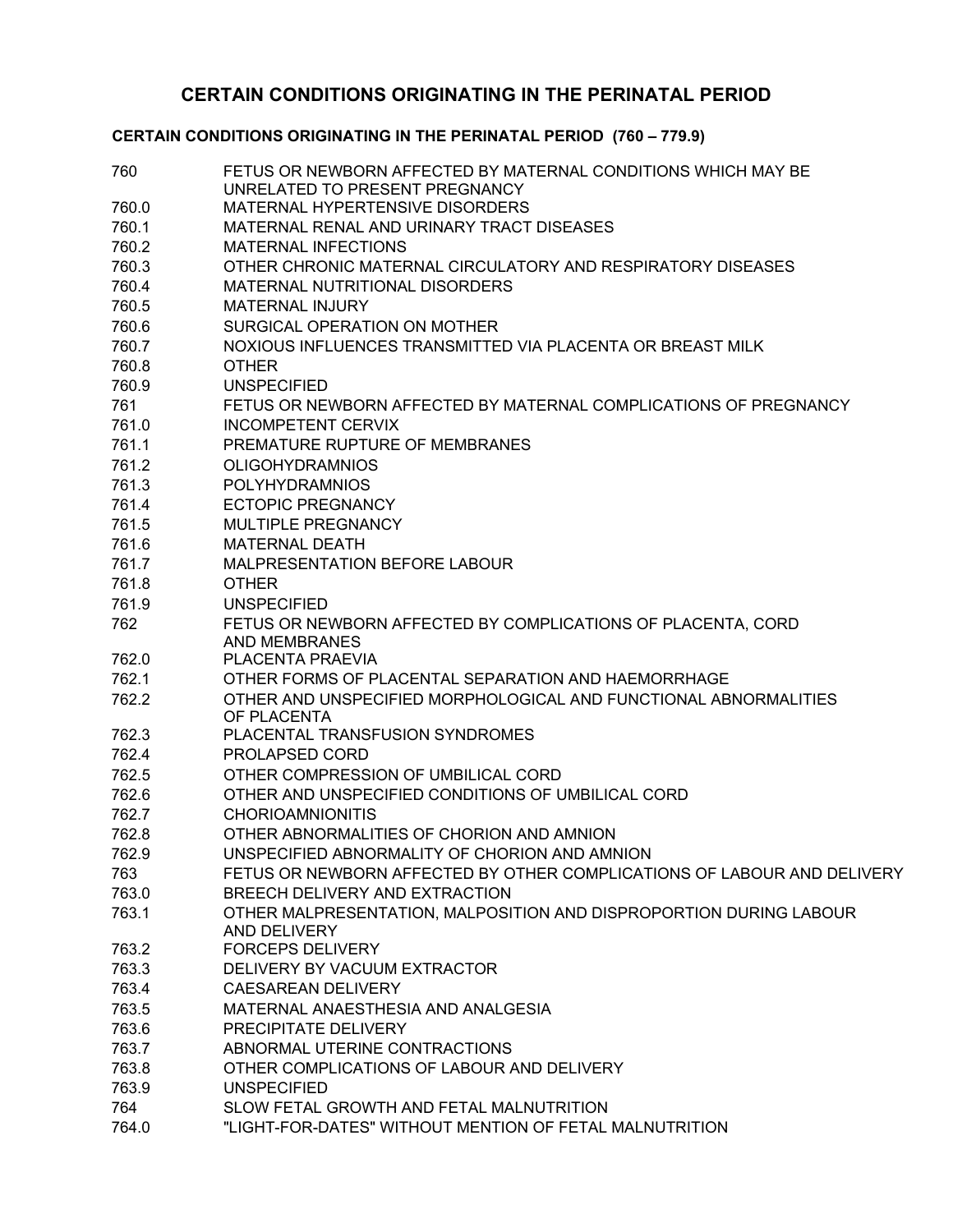# CERTAIN CONDITIONS ORIGINATING IN THE PERINATAL PERIOD

## CERTAIN CONDITIONS ORIGINATING IN THE PERINATAL PERIOD (760 – 779.9)

| | |
|---|---|
| 760 | FETUS OR NEWBORN AFFECTED BY MATERNAL CONDITIONS WHICH MAY BE UNRELATED TO PRESENT PREGNANCY |
| 760.0 | MATERNAL HYPERTENSIVE DISORDERS |
| 760.1 | MATERNAL RENAL AND URINARY TRACT DISEASES |
| 760.2 | MATERNAL INFECTIONS |
| 760.3 | OTHER CHRONIC MATERNAL CIRCULATORY AND RESPIRATORY DISEASES |
| 760.4 | MATERNAL NUTRITIONAL DISORDERS |
| 760.5 | MATERNAL INJURY |
| 760.6 | SURGICAL OPERATION ON MOTHER |
| 760.7 | NOXIOUS INFLUENCES TRANSMITTED VIA PLACENTA OR BREAST MILK |
| 760.8 | OTHER |
| 760.9 | UNSPECIFIED |
| 761 | FETUS OR NEWBORN AFFECTED BY MATERNAL COMPLICATIONS OF PREGNANCY |
| 761.0 | INCOMPETENT CERVIX |
| 761.1 | PREMATURE RUPTURE OF MEMBRANES |
| 761.2 | OLIGOHYDRAMNIOS |
| 761.3 | POLYHYDRAMNIOS |
| 761.4 | ECTOPIC PREGNANCY |
| 761.5 | MULTIPLE PREGNANCY |
| 761.6 | MATERNAL DEATH |
| 761.7 | MALPRESENTATION BEFORE LABOUR |
| 761.8 | OTHER |
| 761.9 | UNSPECIFIED |
| 762 | FETUS OR NEWBORN AFFECTED BY COMPLICATIONS OF PLACENTA, CORD AND MEMBRANES |
| 762.0 | PLACENTA PRAEVIA |
| 762.1 | OTHER FORMS OF PLACENTAL SEPARATION AND HAEMORRHAGE |
| 762.2 | OTHER AND UNSPECIFIED MORPHOLOGICAL AND FUNCTIONAL ABNORMALITIES OF PLACENTA |
| 762.3 | PLACENTAL TRANSFUSION SYNDROMES |
| 762.4 | PROLAPSED CORD |
| 762.5 | OTHER COMPRESSION OF UMBILICAL CORD |
| 762.6 | OTHER AND UNSPECIFIED CONDITIONS OF UMBILICAL CORD |
| 762.7 | CHORIOAMNIONITIS |
| 762.8 | OTHER ABNORMALITIES OF CHORION AND AMNION |
| 762.9 | UNSPECIFIED ABNORMALITY OF CHORION AND AMNION |
| 763 | FETUS OR NEWBORN AFFECTED BY OTHER COMPLICATIONS OF LABOUR AND DELIVERY |
| 763.0 | BREECH DELIVERY AND EXTRACTION |
| 763.1 | OTHER MALPRESENTATION, MALPOSITION AND DISPROPORTION DURING LABOUR AND DELIVERY |
| 763.2 | FORCEPS DELIVERY |
| 763.3 | DELIVERY BY VACUUM EXTRACTOR |
| 763.4 | CAESAREAN DELIVERY |
| 763.5 | MATERNAL ANAESTHESIA AND ANALGESIA |
| 763.6 | PRECIPITATE DELIVERY |
| 763.7 | ABNORMAL UTERINE CONTRACTIONS |
| 763.8 | OTHER COMPLICATIONS OF LABOUR AND DELIVERY |
| 763.9 | UNSPECIFIED |
| 764 | SLOW FETAL GROWTH AND FETAL MALNUTRITION |
| 764.0 | "LIGHT-FOR-DATES" WITHOUT MENTION OF FETAL MALNUTRITION |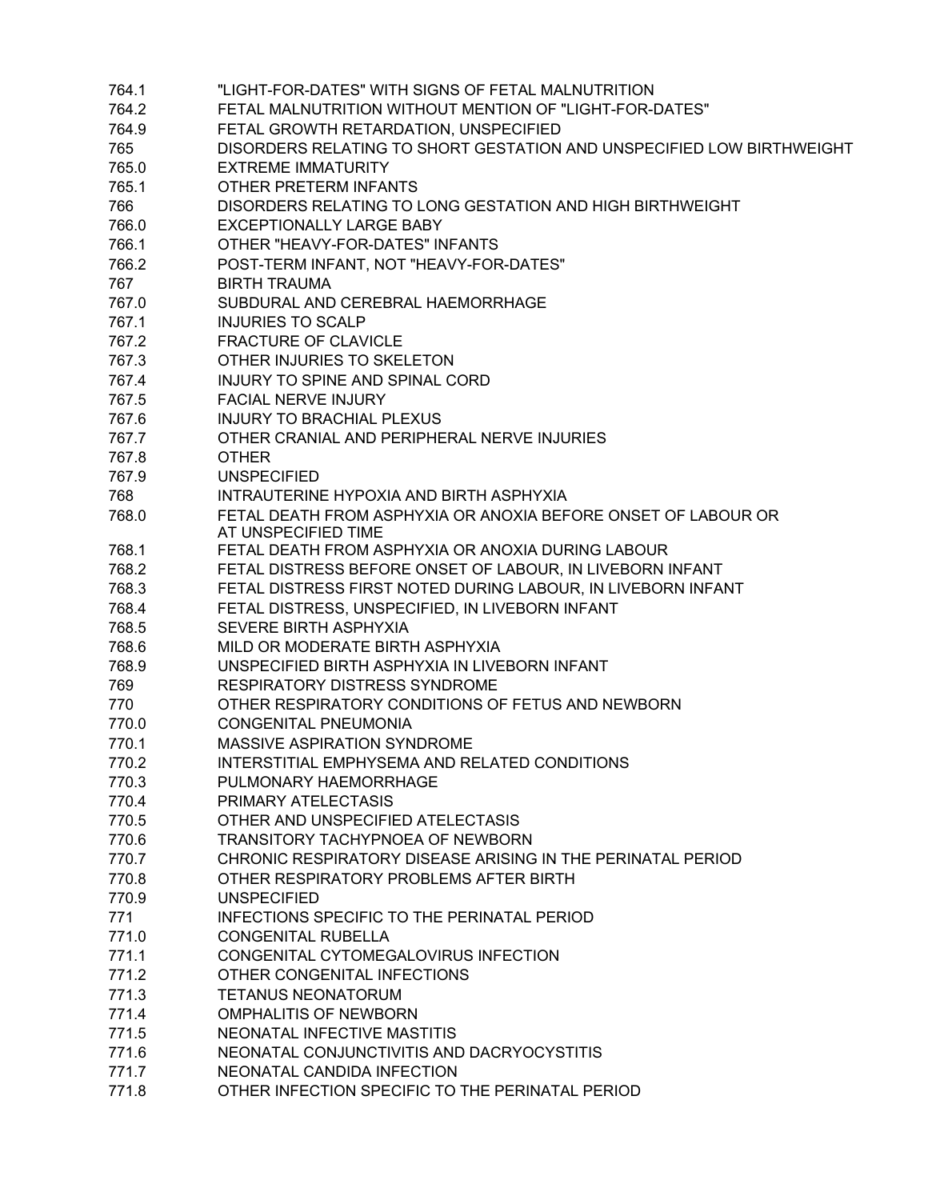| | |
|---|---|
| 764.1 | "LIGHT-FOR-DATES" WITH SIGNS OF FETAL MALNUTRITION |
| 764.2 | FETAL MALNUTRITION WITHOUT MENTION OF "LIGHT-FOR-DATES" |
| 764.9 | FETAL GROWTH RETARDATION, UNSPECIFIED |
| 765 | DISORDERS RELATING TO SHORT GESTATION AND UNSPECIFIED LOW BIRTHWEIGHT |
| 765.0 | EXTREME IMMATURITY |
| 765.1 | OTHER PRETERM INFANTS |
| 766 | DISORDERS RELATING TO LONG GESTATION AND HIGH BIRTHWEIGHT |
| 766.0 | EXCEPTIONALLY LARGE BABY |
| 766.1 | OTHER "HEAVY-FOR-DATES" INFANTS |
| 766.2 | POST-TERM INFANT, NOT "HEAVY-FOR-DATES" |
| 767 | BIRTH TRAUMA |
| 767.0 | SUBDURAL AND CEREBRAL HAEMORRHAGE |
| 767.1 | INJURIES TO SCALP |
| 767.2 | FRACTURE OF CLAVICLE |
| 767.3 | OTHER INJURIES TO SKELETON |
| 767.4 | INJURY TO SPINE AND SPINAL CORD |
| 767.5 | FACIAL NERVE INJURY |
| 767.6 | INJURY TO BRACHIAL PLEXUS |
| 767.7 | OTHER CRANIAL AND PERIPHERAL NERVE INJURIES |
| 767.8 | OTHER |
| 767.9 | UNSPECIFIED |
| 768 | INTRAUTERINE HYPOXIA AND BIRTH ASPHYXIA |
| 768.0 | FETAL DEATH FROM ASPHYXIA OR ANOXIA BEFORE ONSET OF LABOUR OR AT UNSPECIFIED TIME |
| 768.1 | FETAL DEATH FROM ASPHYXIA OR ANOXIA DURING LABOUR |
| 768.2 | FETAL DISTRESS BEFORE ONSET OF LABOUR, IN LIVEBORN INFANT |
| 768.3 | FETAL DISTRESS FIRST NOTED DURING LABOUR, IN LIVEBORN INFANT |
| 768.4 | FETAL DISTRESS, UNSPECIFIED, IN LIVEBORN INFANT |
| 768.5 | SEVERE BIRTH ASPHYXIA |
| 768.6 | MILD OR MODERATE BIRTH ASPHYXIA |
| 768.9 | UNSPECIFIED BIRTH ASPHYXIA IN LIVEBORN INFANT |
| 769 | RESPIRATORY DISTRESS SYNDROME |
| 770 | OTHER RESPIRATORY CONDITIONS OF FETUS AND NEWBORN |
| 770.0 | CONGENITAL PNEUMONIA |
| 770.1 | MASSIVE ASPIRATION SYNDROME |
| 770.2 | INTERSTITIAL EMPHYSEMA AND RELATED CONDITIONS |
| 770.3 | PULMONARY HAEMORRHAGE |
| 770.4 | PRIMARY ATELECTASIS |
| 770.5 | OTHER AND UNSPECIFIED ATELECTASIS |
| 770.6 | TRANSITORY TACHYPNOEA OF NEWBORN |
| 770.7 | CHRONIC RESPIRATORY DISEASE ARISING IN THE PERINATAL PERIOD |
| 770.8 | OTHER RESPIRATORY PROBLEMS AFTER BIRTH |
| 770.9 | UNSPECIFIED |
| 771 | INFECTIONS SPECIFIC TO THE PERINATAL PERIOD |
| 771.0 | CONGENITAL RUBELLA |
| 771.1 | CONGENITAL CYTOMEGALOVIRUS INFECTION |
| 771.2 | OTHER CONGENITAL INFECTIONS |
| 771.3 | TETANUS NEONATORUM |
| 771.4 | OMPHALITIS OF NEWBORN |
| 771.5 | NEONATAL INFECTIVE MASTITIS |
| 771.6 | NEONATAL CONJUNCTIVITIS AND DACRYOCYSTITIS |
| 771.7 | NEONATAL CANDIDA INFECTION |
| 771.8 | OTHER INFECTION SPECIFIC TO THE PERINATAL PERIOD |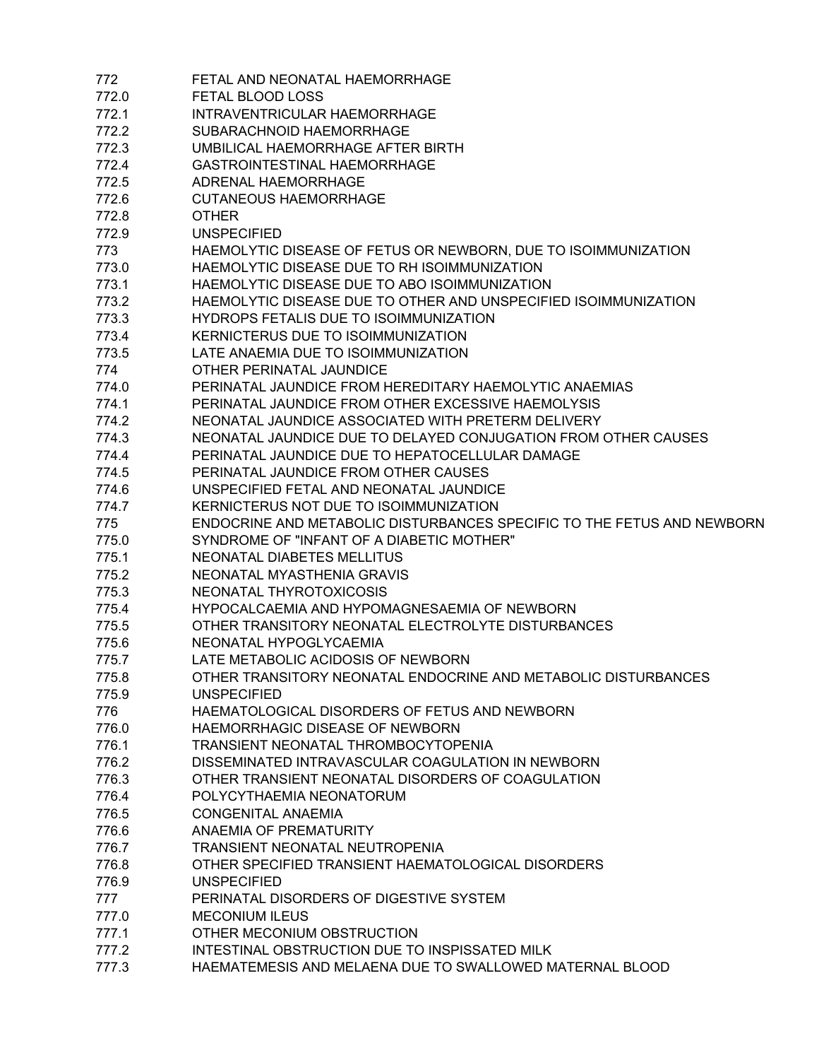| | |
|---|---|
| 772 | FETAL AND NEONATAL HAEMORRHAGE |
| 772.0 | FETAL BLOOD LOSS |
| 772.1 | INTRAVENTRICULAR HAEMORRHAGE |
| 772.2 | SUBARACHNOID HAEMORRHAGE |
| 772.3 | UMBILICAL HAEMORRHAGE AFTER BIRTH |
| 772.4 | GASTROINTESTINAL HAEMORRHAGE |
| 772.5 | ADRENAL HAEMORRHAGE |
| 772.6 | CUTANEOUS HAEMORRHAGE |
| 772.8 | OTHER |
| 772.9 | UNSPECIFIED |
| 773 | HAEMOLYTIC DISEASE OF FETUS OR NEWBORN, DUE TO ISOIMMUNIZATION |
| 773.0 | HAEMOLYTIC DISEASE DUE TO RH ISOIMMUNIZATION |
| 773.1 | HAEMOLYTIC DISEASE DUE TO ABO ISOIMMUNIZATION |
| 773.2 | HAEMOLYTIC DISEASE DUE TO OTHER AND UNSPECIFIED ISOIMMUNIZATION |
| 773.3 | HYDROPS FETALIS DUE TO ISOIMMUNIZATION |
| 773.4 | KERNICTERUS DUE TO ISOIMMUNIZATION |
| 773.5 | LATE ANAEMIA DUE TO ISOIMMUNIZATION |
| 774 | OTHER PERINATAL JAUNDICE |
| 774.0 | PERINATAL JAUNDICE FROM HEREDITARY HAEMOLYTIC ANAEMIAS |
| 774.1 | PERINATAL JAUNDICE FROM OTHER EXCESSIVE HAEMOLYSIS |
| 774.2 | NEONATAL JAUNDICE ASSOCIATED WITH PRETERM DELIVERY |
| 774.3 | NEONATAL JAUNDICE DUE TO DELAYED CONJUGATION FROM OTHER CAUSES |
| 774.4 | PERINATAL JAUNDICE DUE TO HEPATOCELLULAR DAMAGE |
| 774.5 | PERINATAL JAUNDICE FROM OTHER CAUSES |
| 774.6 | UNSPECIFIED FETAL AND NEONATAL JAUNDICE |
| 774.7 | KERNICTERUS NOT DUE TO ISOIMMUNIZATION |
| 775 | ENDOCRINE AND METABOLIC DISTURBANCES SPECIFIC TO THE FETUS AND NEWBORN |
| 775.0 | SYNDROME OF "INFANT OF A DIABETIC MOTHER" |
| 775.1 | NEONATAL DIABETES MELLITUS |
| 775.2 | NEONATAL MYASTHENIA GRAVIS |
| 775.3 | NEONATAL THYROTOXICOSIS |
| 775.4 | HYPOCALCAEMIA AND HYPOMAGNESAEMIA OF NEWBORN |
| 775.5 | OTHER TRANSITORY NEONATAL ELECTROLYTE DISTURBANCES |
| 775.6 | NEONATAL HYPOGLYCAEMIA |
| 775.7 | LATE METABOLIC ACIDOSIS OF NEWBORN |
| 775.8 | OTHER TRANSITORY NEONATAL ENDOCRINE AND METABOLIC DISTURBANCES |
| 775.9 | UNSPECIFIED |
| 776 | HAEMATOLOGICAL DISORDERS OF FETUS AND NEWBORN |
| 776.0 | HAEMORRHAGIC DISEASE OF NEWBORN |
| 776.1 | TRANSIENT NEONATAL THROMBOCYTOPENIA |
| 776.2 | DISSEMINATED INTRAVASCULAR COAGULATION IN NEWBORN |
| 776.3 | OTHER TRANSIENT NEONATAL DISORDERS OF COAGULATION |
| 776.4 | POLYCYTHAEMIA NEONATORUM |
| 776.5 | CONGENITAL ANAEMIA |
| 776.6 | ANAEMIA OF PREMATURITY |
| 776.7 | TRANSIENT NEONATAL NEUTROPENIA |
| 776.8 | OTHER SPECIFIED TRANSIENT HAEMATOLOGICAL DISORDERS |
| 776.9 | UNSPECIFIED |
| 777 | PERINATAL DISORDERS OF DIGESTIVE SYSTEM |
| 777.0 | MECONIUM ILEUS |
| 777.1 | OTHER MECONIUM OBSTRUCTION |
| 777.2 | INTESTINAL OBSTRUCTION DUE TO INSPISSATED MILK |
| 777.3 | HAEMATEMESIS AND MELAENA DUE TO SWALLOWED MATERNAL BLOOD |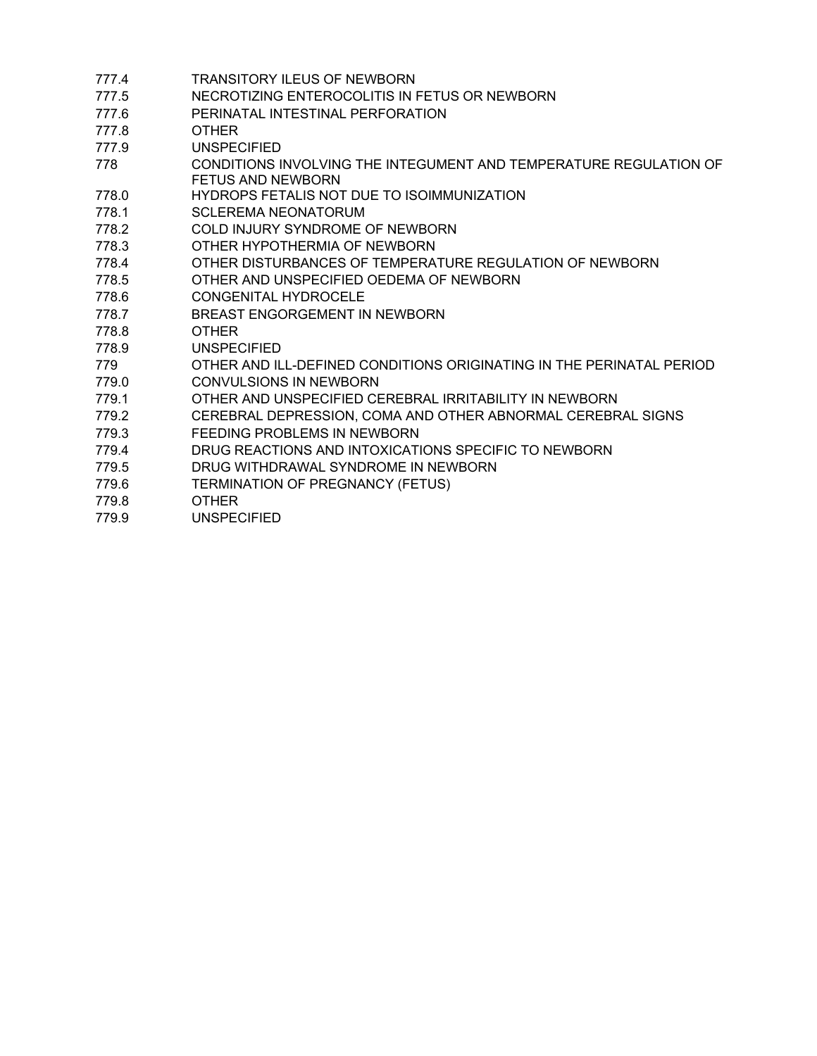| | |
|---|---|
| 777.4 | TRANSITORY ILEUS OF NEWBORN |
| 777.5 | NECROTIZING ENTEROCOLITIS IN FETUS OR NEWBORN |
| 777.6 | PERINATAL INTESTINAL PERFORATION |
| 777.8 | OTHER |
| 777.9 | UNSPECIFIED |
| 778 | CONDITIONS INVOLVING THE INTEGUMENT AND TEMPERATURE REGULATION OF FETUS AND NEWBORN |
| 778.0 | HYDROPS FETALIS NOT DUE TO ISOIMMUNIZATION |
| 778.1 | SCLEREMA NEONATORUM |
| 778.2 | COLD INJURY SYNDROME OF NEWBORN |
| 778.3 | OTHER HYPOTHERMIA OF NEWBORN |
| 778.4 | OTHER DISTURBANCES OF TEMPERATURE REGULATION OF NEWBORN |
| 778.5 | OTHER AND UNSPECIFIED OEDEMA OF NEWBORN |
| 778.6 | CONGENITAL HYDROCELE |
| 778.7 | BREAST ENGORGEMENT IN NEWBORN |
| 778.8 | OTHER |
| 778.9 | UNSPECIFIED |
| 779 | OTHER AND ILL-DEFINED CONDITIONS ORIGINATING IN THE PERINATAL PERIOD |
| 779.0 | CONVULSIONS IN NEWBORN |
| 779.1 | OTHER AND UNSPECIFIED CEREBRAL IRRITABILITY IN NEWBORN |
| 779.2 | CEREBRAL DEPRESSION, COMA AND OTHER ABNORMAL CEREBRAL SIGNS |
| 779.3 | FEEDING PROBLEMS IN NEWBORN |
| 779.4 | DRUG REACTIONS AND INTOXICATIONS SPECIFIC TO NEWBORN |
| 779.5 | DRUG WITHDRAWAL SYNDROME IN NEWBORN |
| 779.6 | TERMINATION OF PREGNANCY (FETUS) |
| 779.8 | OTHER |
| 779.9 | UNSPECIFIED |